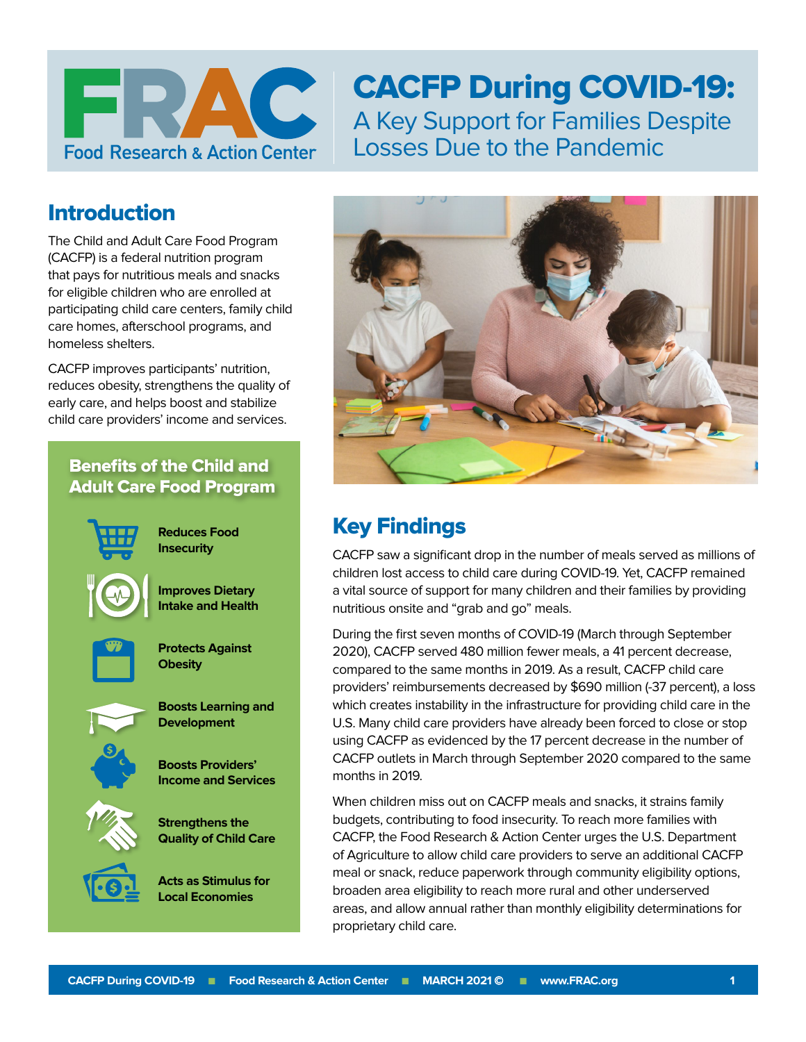# CACFP During COVID-19: A Key Support for Families Despite Losses Due to the Pandemic

Food Research & Action Center

## Introduction

The Child and Adult Care Food Program (CACFP) is a federal nutrition program that pays for nutritious meals and snacks for eligible children who are enrolled at participating child care centers, family child care homes, afterschool programs, and homeless shelters.

CACFP improves participants' nutrition, reduces obesity, strengthens the quality of early care, and helps boost and stabilize child care providers' income and services.

### Benefits of the Child and Adult Care Food Program

- **Reduces Food Insecurity**
- **Improves Dietary Intake and Health**
- **Protects Against Obesity**
- **Boosts Learning and Development**
- **Boosts Providers' Income and Services**
- **Strengthens the Quality of Child Care**
- **Acts as Stimulus for Local Economies**

## Key Findings

CACFP saw a significant drop in the number of meals served as millions of children lost access to child care during COVID-19. Yet, CACFP remained a vital source of support for many children and their families by providing nutritious onsite and "grab and go" meals.

During the first seven months of COVID-19 (March through September 2020), CACFP served 480 million fewer meals, a 41 percent decrease, compared to the same months in 2019. As a result, CACFP child care providers' reimbursements decreased by $690 million (-37 percent), a loss which creates instability in the infrastructure for providing child care in the U.S. Many child care providers have already been forced to close or stop using CACFP as evidenced by the 17 percent decrease in the number of CACFP outlets in March through September 2020 compared to the same months in 2019.

When children miss out on CACFP meals and snacks, it strains family budgets, contributing to food insecurity. To reach more families with CACFP, the Food Research & Action Center urges the U.S. Department of Agriculture to allow child care providers to serve an additional CACFP meal or snack, reduce paperwork through community eligibility options, broaden area eligibility to reach more rural and other underserved areas, and allow annual rather than monthly eligibility determinations for proprietary child care.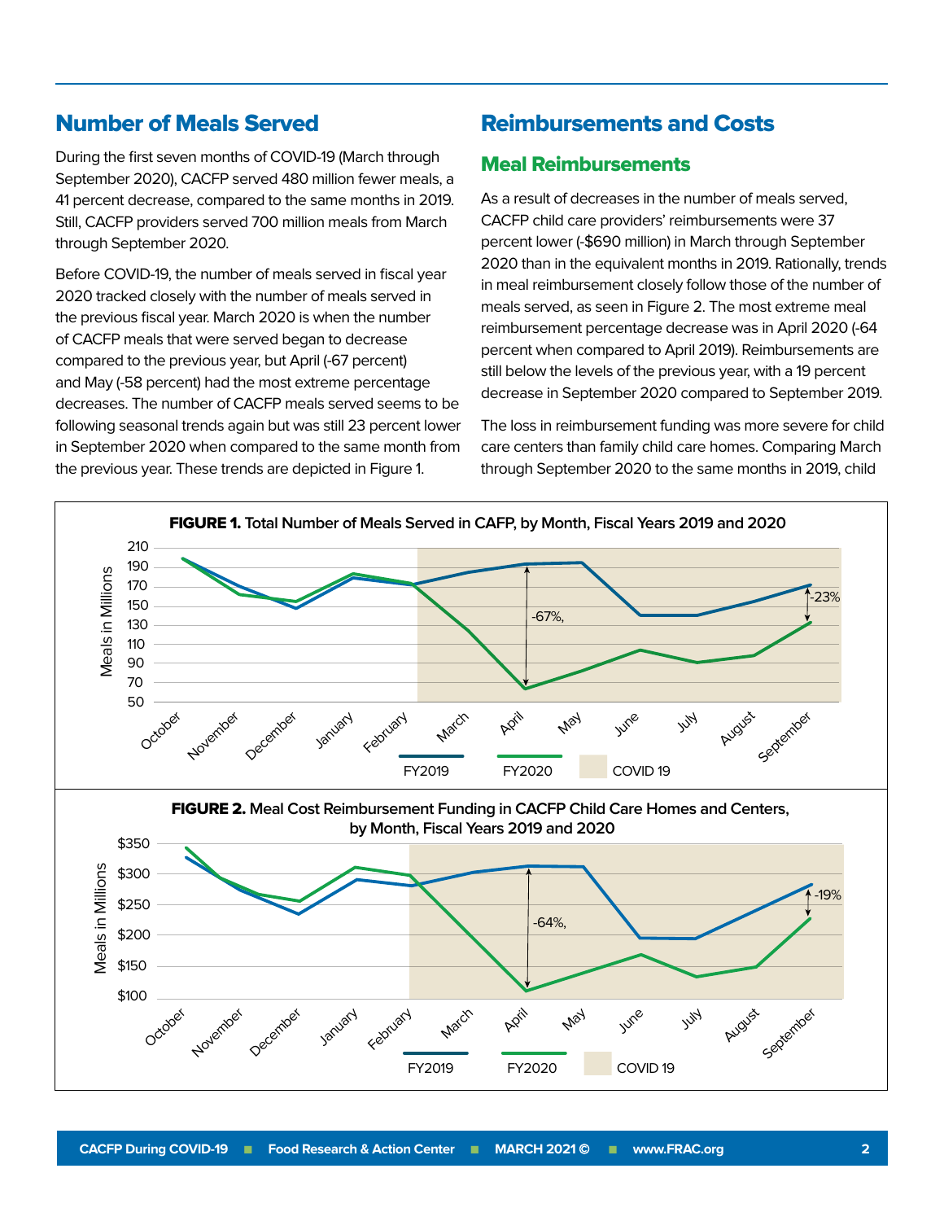## Number of Meals Served

During the first seven months of COVID-19 (March through September 2020), CACFP served 480 million fewer meals, a 41 percent decrease, compared to the same months in 2019. Still, CACFP providers served 700 million meals from March through September 2020.

Before COVID-19, the number of meals served in fiscal year 2020 tracked closely with the number of meals served in the previous fiscal year. March 2020 is when the number of CACFP meals that were served began to decrease compared to the previous year, but April (-67 percent) and May (-58 percent) had the most extreme percentage decreases. The number of CACFP meals served seems to be following seasonal trends again but was still 23 percent lower in September 2020 when compared to the same month from the previous year. These trends are depicted in Figure 1.

## Reimbursements and Costs

### Meal Reimbursements

As a result of decreases in the number of meals served, CACFP child care providers' reimbursements were 37 percent lower (-$690 million) in March through September 2020 than in the equivalent months in 2019. Rationally, trends in meal reimbursement closely follow those of the number of meals served, as seen in Figure 2. The most extreme meal reimbursement percentage decrease was in April 2020 (-64 percent when compared to April 2019). Reimbursements are still below the levels of the previous year, with a 19 percent decrease in September 2020 compared to September 2019.

The loss in reimbursement funding was more severe for child care centers than family child care homes. Comparing March through September 2020 to the same months in 2019, child

**FIGURE 1.** Total Number of Meals Served in CAFP, by Month, Fiscal Years 2019 and 2020

**FIGURE 2.** Meal Cost Reimbursement Funding in CACFP Child Care Homes and Centers, by Month, Fiscal Years 2019 and 2020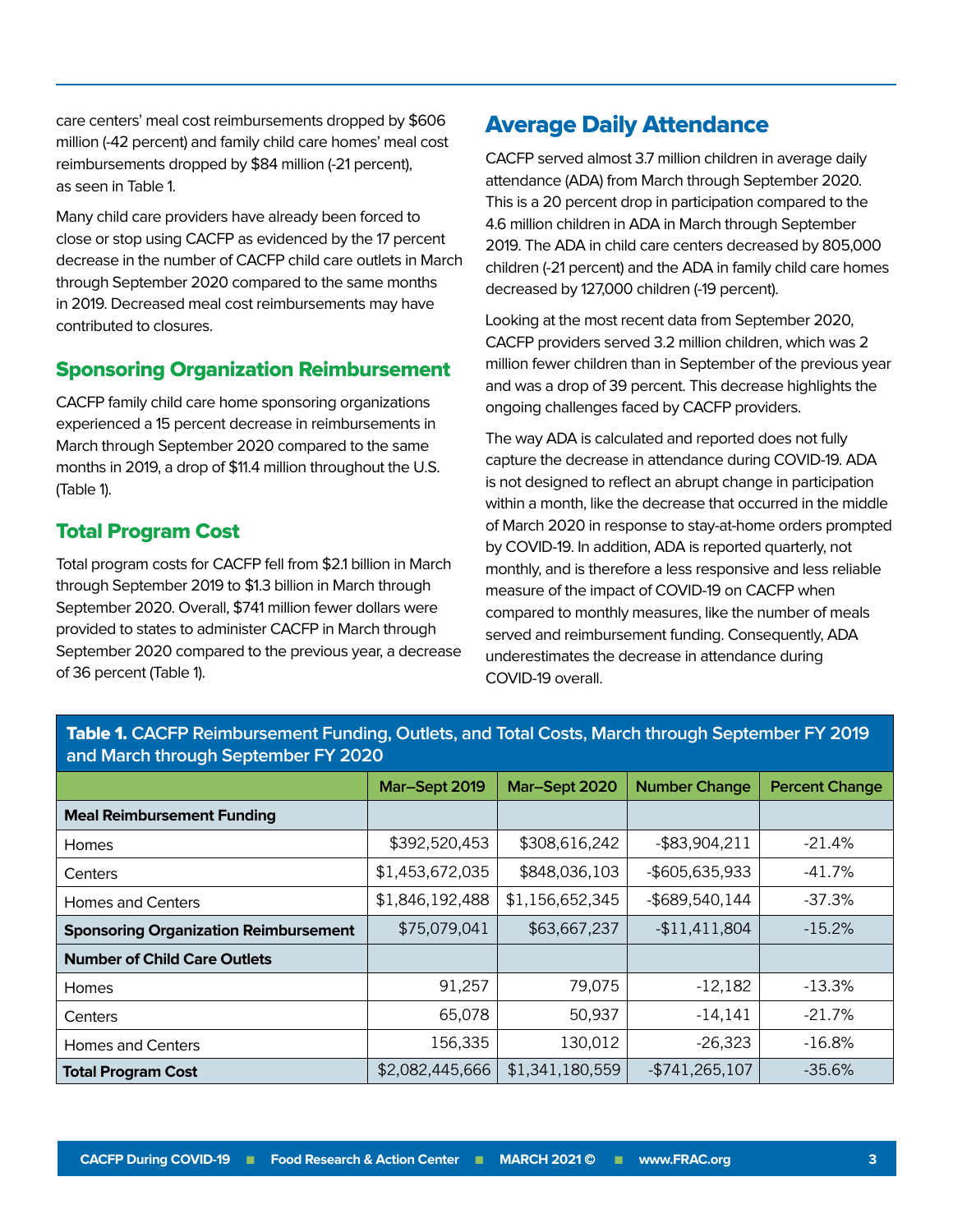care centers' meal cost reimbursements dropped by $606 million (-42 percent) and family child care homes' meal cost reimbursements dropped by $84 million (-21 percent), as seen in Table 1.

Many child care providers have already been forced to close or stop using CACFP as evidenced by the 17 percent decrease in the number of CACFP child care outlets in March through September 2020 compared to the same months in 2019. Decreased meal cost reimbursements may have contributed to closures.

## Sponsoring Organization Reimbursement

CACFP family child care home sponsoring organizations experienced a 15 percent decrease in reimbursements in March through September 2020 compared to the same months in 2019, a drop of $11.4 million throughout the U.S. (Table 1).

## Total Program Cost

Total program costs for CACFP fell from $2.1 billion in March through September 2019 to $1.3 billion in March through September 2020. Overall, $741 million fewer dollars were provided to states to administer CACFP in March through September 2020 compared to the previous year, a decrease of 36 percent (Table 1).

## Average Daily Attendance

CACFP served almost 3.7 million children in average daily attendance (ADA) from March through September 2020. This is a 20 percent drop in participation compared to the 4.6 million children in ADA in March through September 2019. The ADA in child care centers decreased by 805,000 children (-21 percent) and the ADA in family child care homes decreased by 127,000 children (-19 percent).

Looking at the most recent data from September 2020, CACFP providers served 3.2 million children, which was 2 million fewer children than in September of the previous year and was a drop of 39 percent. This decrease highlights the ongoing challenges faced by CACFP providers.

The way ADA is calculated and reported does not fully capture the decrease in attendance during COVID-19. ADA is not designed to reflect an abrupt change in participation within a month, like the decrease that occurred in the middle of March 2020 in response to stay-at-home orders prompted by COVID-19. In addition, ADA is reported quarterly, not monthly, and is therefore a less responsive and less reliable measure of the impact of COVID-19 on CACFP when compared to monthly measures, like the number of meals served and reimbursement funding. Consequently, ADA underestimates the decrease in attendance during COVID-19 overall.

**Table 1.** CACFP Reimbursement Funding, Outlets, and Total Costs, March through September FY 2019 and March through September FY 2020

| | Mar–Sept 2019 | Mar–Sept 2020 | Number Change | Percent Change |
|---|---|---|---|---|
| **Meal Reimbursement Funding** | | | | |
| Homes | $392,520,453 | $308,616,242 | -$83,904,211 | -21.4% |
| Centers | $1,453,672,035 | $848,036,103 | -$605,635,933 | -41.7% |
| Homes and Centers | $1,846,192,488 | $1,156,652,345 | -$689,540,144 | -37.3% |
| **Sponsoring Organization Reimbursement** | $75,079,041 | $63,667,237 | -$11,411,804 | -15.2% |
| **Number of Child Care Outlets** | | | | |
| Homes | 91,257 | 79,075 | -12,182 | -13.3% |
| Centers | 65,078 | 50,937 | -14,141 | -21.7% |
| Homes and Centers | 156,335 | 130,012 | -26,323 | -16.8% |
| **Total Program Cost** | $2,082,445,666 | $1,341,180,559 | -$741,265,107 | -35.6% |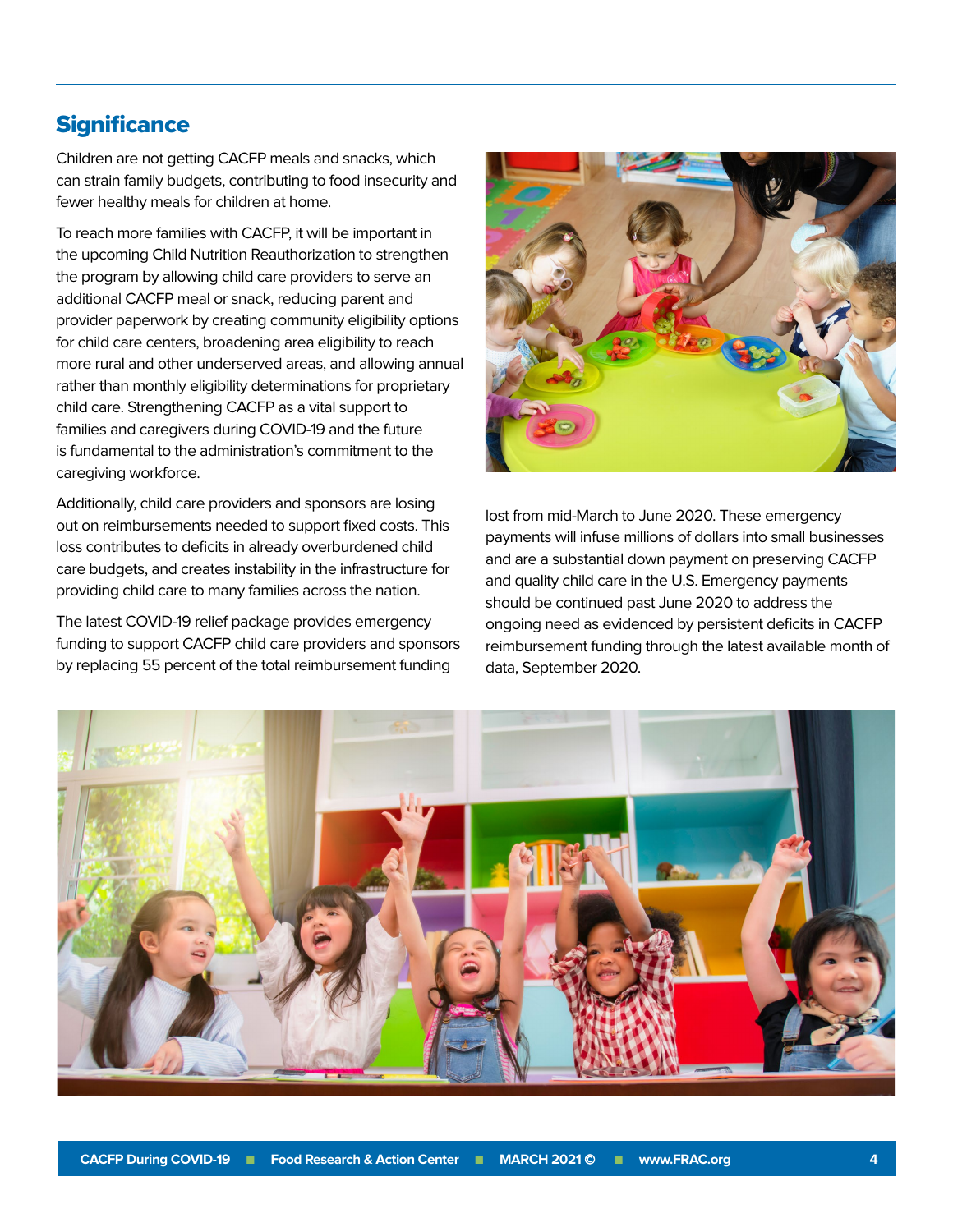## Significance

Children are not getting CACFP meals and snacks, which can strain family budgets, contributing to food insecurity and fewer healthy meals for children at home.

To reach more families with CACFP, it will be important in the upcoming Child Nutrition Reauthorization to strengthen the program by allowing child care providers to serve an additional CACFP meal or snack, reducing parent and provider paperwork by creating community eligibility options for child care centers, broadening area eligibility to reach more rural and other underserved areas, and allowing annual rather than monthly eligibility determinations for proprietary child care. Strengthening CACFP as a vital support to families and caregivers during COVID-19 and the future is fundamental to the administration's commitment to the caregiving workforce.

Additionally, child care providers and sponsors are losing out on reimbursements needed to support fixed costs. This loss contributes to deficits in already overburdened child care budgets, and creates instability in the infrastructure for providing child care to many families across the nation.

The latest COVID-19 relief package provides emergency funding to support CACFP child care providers and sponsors by replacing 55 percent of the total reimbursement funding lost from mid-March to June 2020. These emergency payments will infuse millions of dollars into small businesses and are a substantial down payment on preserving CACFP and quality child care in the U.S. Emergency payments should be continued past June 2020 to address the ongoing need as evidenced by persistent deficits in CACFP reimbursement funding through the latest available month of data, September 2020.